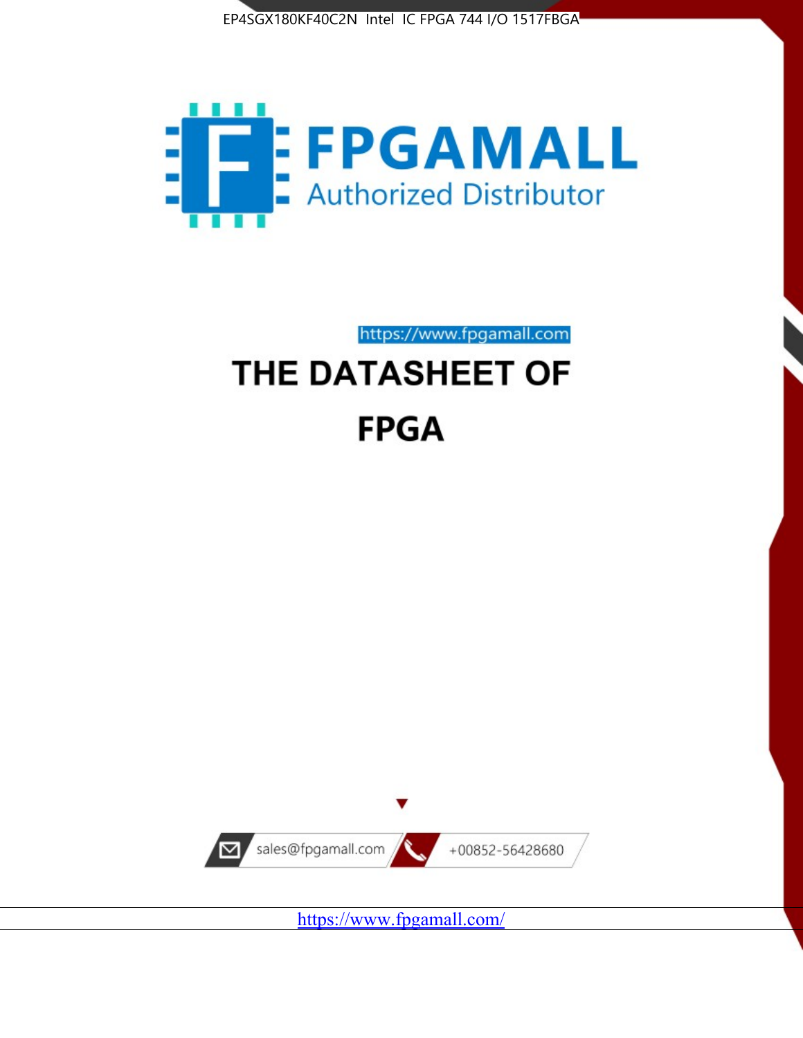EP4SGX180KF40C2N Intel IC FPGA 744 I/O 1517FBGA

FPGAMALL

Authorized Distributor

https://www.fpgamall.com

# THE DATASHEET OF

# FPGA

sales@fpgamall.com

+00852-56428680

https://www.fpgamall.com/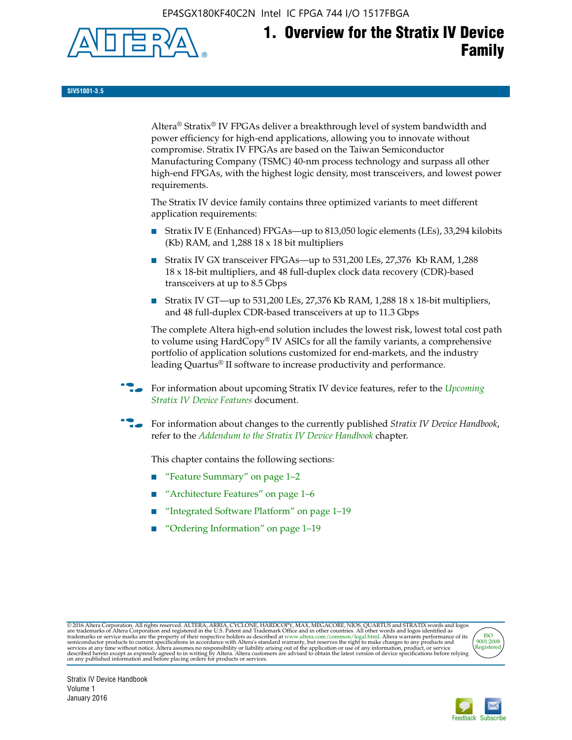# 1. Overview for the Stratix IV Device Family

**SIV51001-3.5**

Altera® Stratix® IV FPGAs deliver a breakthrough level of system bandwidth and power efficiency for high-end applications, allowing you to innovate without compromise. Stratix IV FPGAs are based on the Taiwan Semiconductor Manufacturing Company (TSMC) 40-nm process technology and surpass all other high-end FPGAs, with the highest logic density, most transceivers, and lowest power requirements.

The Stratix IV device family contains three optimized variants to meet different application requirements:

- Stratix IV E (Enhanced) FPGAs—up to 813,050 logic elements (LEs), 33,294 kilobits (Kb) RAM, and 1,288 18 x 18 bit multipliers
- Stratix IV GX transceiver FPGAs—up to 531,200 LEs, 27,376 Kb RAM, 1,288 18 x 18-bit multipliers, and 48 full-duplex clock data recovery (CDR)-based transceivers at up to 8.5 Gbps
- Stratix IV GT—up to 531,200 LEs, 27,376 Kb RAM, 1,288 18 x 18-bit multipliers, and 48 full-duplex CDR-based transceivers at up to 11.3 Gbps

The complete Altera high-end solution includes the lowest risk, lowest total cost path to volume using HardCopy® IV ASICs for all the family variants, a comprehensive portfolio of application solutions customized for end-markets, and the industry leading Quartus® II software to increase productivity and performance.

For information about upcoming Stratix IV device features, refer to the *Upcoming Stratix IV Device Features* document.

For information about changes to the currently published *Stratix IV Device Handbook*, refer to the *Addendum to the Stratix IV Device Handbook* chapter.

This chapter contains the following sections:

- "Feature Summary" on page 1–2
- "Architecture Features" on page 1–6
- "Integrated Software Platform" on page 1–19
- "Ordering Information" on page 1–19

© 2016 Altera Corporation. All rights reserved. ALTERA, ARRIA, CYCLONE, HARDCOPY, MAX, MEGACORE, NIOS, QUARTUS and STRATIX words and logos are trademarks of Altera Corporation and registered in the U.S. Patent and Trademark Office and in other countries. All other words and logos identified as trademarks or service marks are the property of their respective holders as described at www.altera.com/common/legal.html. Altera warrants performance of its semiconductor products to current specifications in accordance with Altera's standard warranty, but reserves the right to make changes to any products and services at any time without notice. Altera assumes no responsibility or liability arising out of the application or use of any information, product, or service described herein except as expressly agreed to in writing by Altera. Altera customers are advised to obtain the latest version of device specifications before relying on any published information and before placing orders for products or services.

ISO 9001:2008 Registered

Stratix IV Device Handbook
Volume 1
January 2016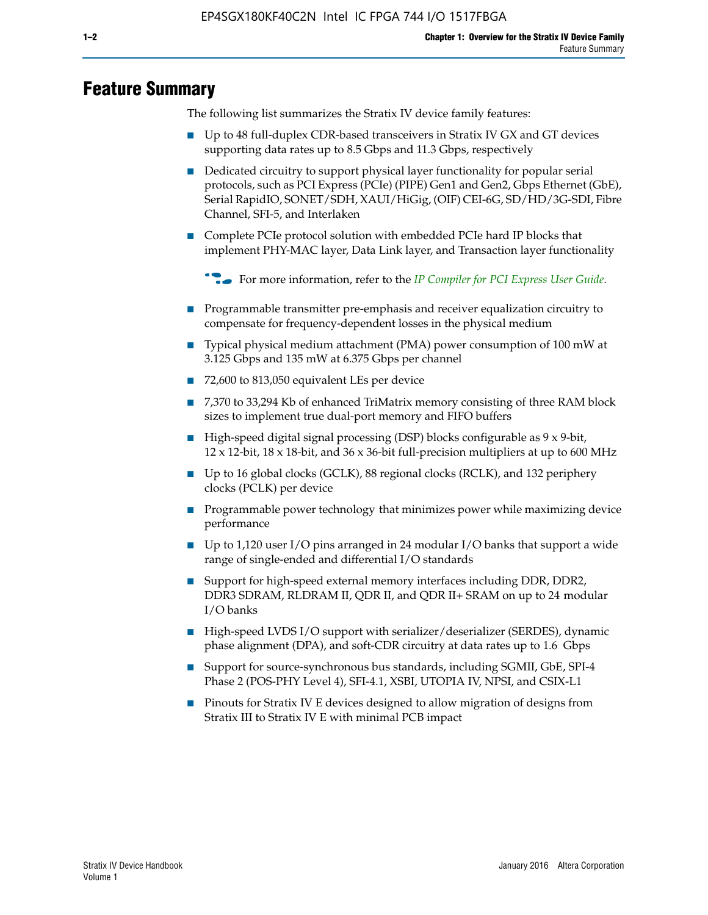# Feature Summary

The following list summarizes the Stratix IV device family features:

- Up to 48 full-duplex CDR-based transceivers in Stratix IV GX and GT devices supporting data rates up to 8.5 Gbps and 11.3 Gbps, respectively
- Dedicated circuitry to support physical layer functionality for popular serial protocols, such as PCI Express (PCIe) (PIPE) Gen1 and Gen2, Gbps Ethernet (GbE), Serial RapidIO, SONET/SDH, XAUI/HiGig, (OIF) CEI-6G, SD/HD/3G-SDI, Fibre Channel, SFI-5, and Interlaken
- Complete PCIe protocol solution with embedded PCIe hard IP blocks that implement PHY-MAC layer, Data Link layer, and Transaction layer functionality

  For more information, refer to the *IP Compiler for PCI Express User Guide*.

- Programmable transmitter pre-emphasis and receiver equalization circuitry to compensate for frequency-dependent losses in the physical medium
- Typical physical medium attachment (PMA) power consumption of 100 mW at 3.125 Gbps and 135 mW at 6.375 Gbps per channel
- 72,600 to 813,050 equivalent LEs per device
- 7,370 to 33,294 Kb of enhanced TriMatrix memory consisting of three RAM block sizes to implement true dual-port memory and FIFO buffers
- High-speed digital signal processing (DSP) blocks configurable as 9 x 9-bit, 12 x 12-bit, 18 x 18-bit, and 36 x 36-bit full-precision multipliers at up to 600 MHz
- Up to 16 global clocks (GCLK), 88 regional clocks (RCLK), and 132 periphery clocks (PCLK) per device
- Programmable power technology that minimizes power while maximizing device performance
- Up to 1,120 user I/O pins arranged in 24 modular I/O banks that support a wide range of single-ended and differential I/O standards
- Support for high-speed external memory interfaces including DDR, DDR2, DDR3 SDRAM, RLDRAM II, QDR II, and QDR II+ SRAM on up to 24 modular I/O banks
- High-speed LVDS I/O support with serializer/deserializer (SERDES), dynamic phase alignment (DPA), and soft-CDR circuitry at data rates up to 1.6 Gbps
- Support for source-synchronous bus standards, including SGMII, GbE, SPI-4 Phase 2 (POS-PHY Level 4), SFI-4.1, XSBI, UTOPIA IV, NPSI, and CSIX-L1
- Pinouts for Stratix IV E devices designed to allow migration of designs from Stratix III to Stratix IV E with minimal PCB impact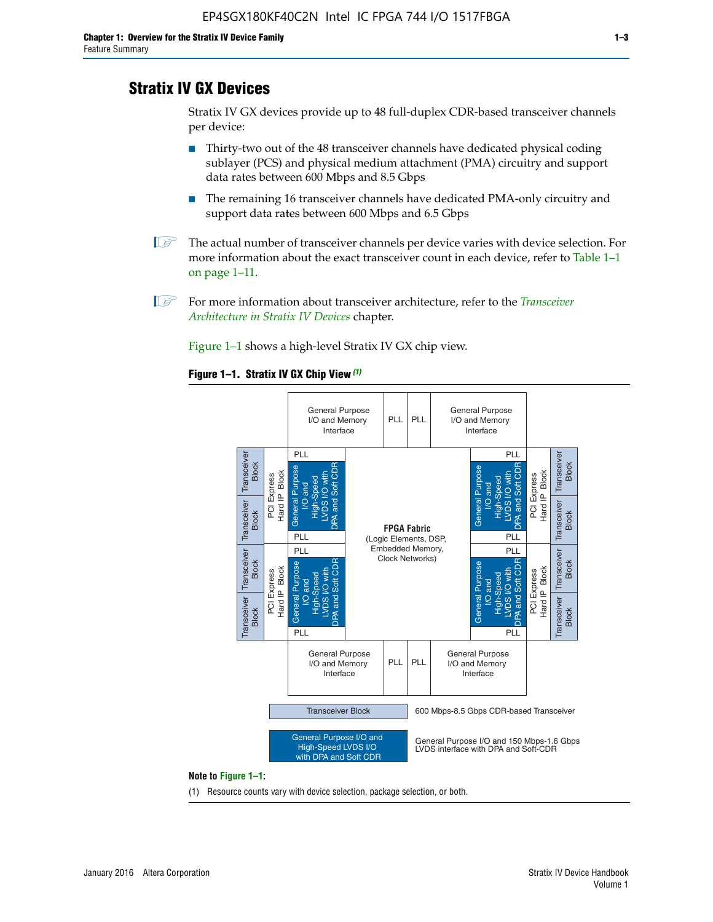## Stratix IV GX Devices

Stratix IV GX devices provide up to 48 full-duplex CDR-based transceiver channels per device:

- Thirty-two out of the 48 transceiver channels have dedicated physical coding sublayer (PCS) and physical medium attachment (PMA) circuitry and support data rates between 600 Mbps and 8.5 Gbps
- The remaining 16 transceiver channels have dedicated PMA-only circuitry and support data rates between 600 Mbps and 6.5 Gbps

The actual number of transceiver channels per device varies with device selection. For more information about the exact transceiver count in each device, refer to Table 1–1 on page 1–11.

For more information about transceiver architecture, refer to the *Transceiver Architecture in Stratix IV Devices* chapter.

Figure 1–1 shows a high-level Stratix IV GX chip view.

**Figure 1–1. Stratix IV GX Chip View** *(1)*

Note to Figure 1–1:

(1) Resource counts vary with device selection, package selection, or both.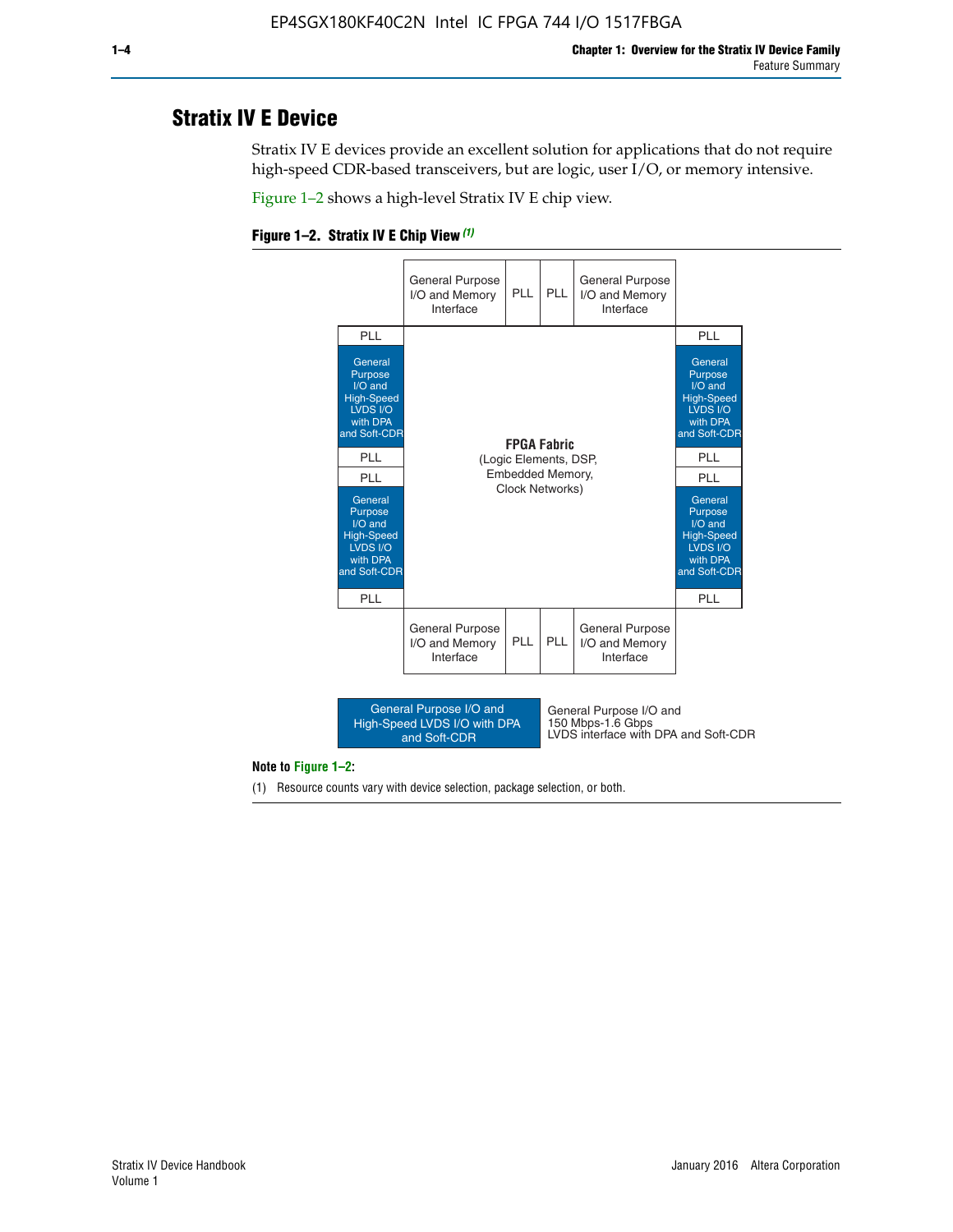## Stratix IV E Device

Stratix IV E devices provide an excellent solution for applications that do not require high-speed CDR-based transceivers, but are logic, user I/O, or memory intensive.

Figure 1–2 shows a high-level Stratix IV E chip view.

**Figure 1–2. Stratix IV E Chip View** *(1)*

General Purpose I/O and Memory Interface | PLL | PLL | General Purpose I/O and Memory Interface

PLL | General Purpose I/O and High-Speed LVDS I/O with DPA and Soft-CDR | PLL | PLL | General Purpose I/O and High-Speed LVDS I/O with DPA and Soft-CDR | PLL

**FPGA Fabric**
(Logic Elements, DSP, Embedded Memory, Clock Networks)

PLL | General Purpose I/O and High-Speed LVDS I/O with DPA and Soft-CDR | PLL | PLL | General Purpose I/O and High-Speed LVDS I/O with DPA and Soft-CDR | PLL

General Purpose I/O and Memory Interface | PLL | PLL | General Purpose I/O and Memory Interface

General Purpose I/O and High-Speed LVDS I/O with DPA and Soft-CDR: General Purpose I/O and 150 Mbps-1.6 Gbps LVDS interface with DPA and Soft-CDR

**Note to Figure 1–2:**

(1) Resource counts vary with device selection, package selection, or both.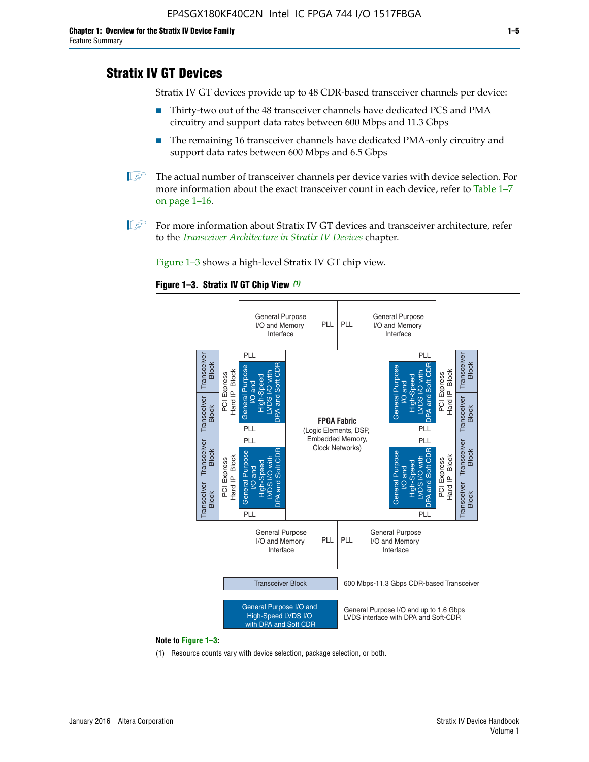## Stratix IV GT Devices

Stratix IV GT devices provide up to 48 CDR-based transceiver channels per device:

- Thirty-two out of the 48 transceiver channels have dedicated PCS and PMA circuitry and support data rates between 600 Mbps and 11.3 Gbps
- The remaining 16 transceiver channels have dedicated PMA-only circuitry and support data rates between 600 Mbps and 6.5 Gbps

The actual number of transceiver channels per device varies with device selection. For more information about the exact transceiver count in each device, refer to Table 1–7 on page 1–16.

For more information about Stratix IV GT devices and transceiver architecture, refer to the *Transceiver Architecture in Stratix IV Devices* chapter.

Figure 1–3 shows a high-level Stratix IV GT chip view.

**Figure 1–3. Stratix IV GT Chip View** *(1)*

General Purpose I/O and Memory Interface | PLL | PLL | General Purpose I/O and Memory Interface

Transceiver Block | Transceiver Block | PCI Express Hard IP Block | PLL | General Purpose I/O and High-Speed LVDS I/O with DPA and Soft CDR | PLL

**FPGA Fabric** (Logic Elements, DSP, Embedded Memory, Clock Networks)

Transceiver Block — 600 Mbps-11.3 Gbps CDR-based Transceiver

General Purpose I/O and High-Speed LVDS I/O with DPA and Soft CDR — General Purpose I/O and up to 1.6 Gbps LVDS interface with DPA and Soft-CDR

**Note to Figure 1–3:**

(1) Resource counts vary with device selection, package selection, or both.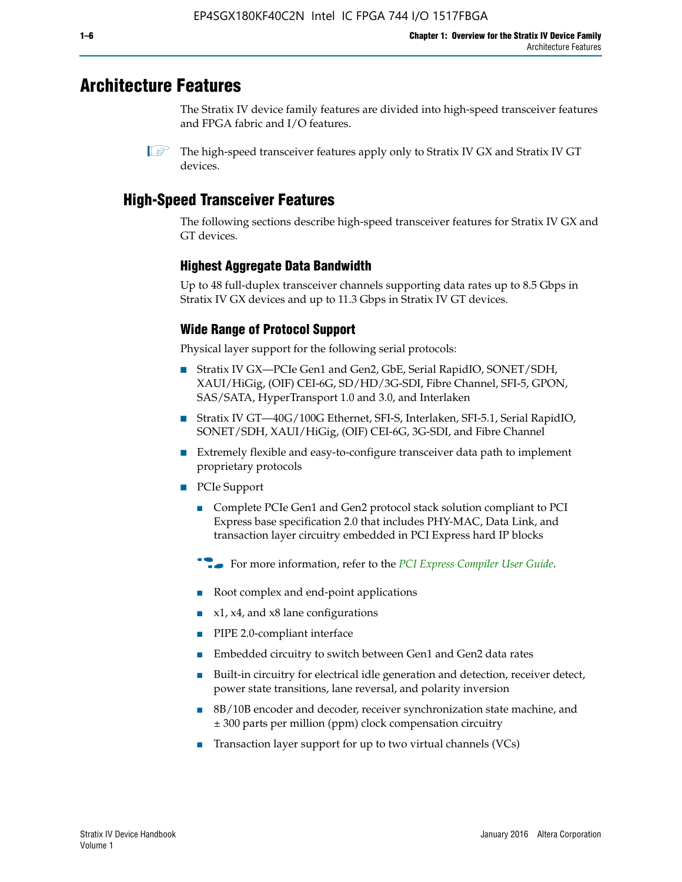# Architecture Features

The Stratix IV device family features are divided into high-speed transceiver features and FPGA fabric and I/O features.

The high-speed transceiver features apply only to Stratix IV GX and Stratix IV GT devices.

## High-Speed Transceiver Features

The following sections describe high-speed transceiver features for Stratix IV GX and GT devices.

### Highest Aggregate Data Bandwidth

Up to 48 full-duplex transceiver channels supporting data rates up to 8.5 Gbps in Stratix IV GX devices and up to 11.3 Gbps in Stratix IV GT devices.

### Wide Range of Protocol Support

Physical layer support for the following serial protocols:

- Stratix IV GX—PCIe Gen1 and Gen2, GbE, Serial RapidIO, SONET/SDH, XAUI/HiGig, (OIF) CEI-6G, SD/HD/3G-SDI, Fibre Channel, SFI-5, GPON, SAS/SATA, HyperTransport 1.0 and 3.0, and Interlaken
- Stratix IV GT—40G/100G Ethernet, SFI-S, Interlaken, SFI-5.1, Serial RapidIO, SONET/SDH, XAUI/HiGig, (OIF) CEI-6G, 3G-SDI, and Fibre Channel
- Extremely flexible and easy-to-configure transceiver data path to implement proprietary protocols
- PCIe Support
  - Complete PCIe Gen1 and Gen2 protocol stack solution compliant to PCI Express base specification 2.0 that includes PHY-MAC, Data Link, and transaction layer circuitry embedded in PCI Express hard IP blocks

  For more information, refer to the *PCI Express Compiler User Guide*.

  - Root complex and end-point applications
  - x1, x4, and x8 lane configurations
  - PIPE 2.0-compliant interface
  - Embedded circuitry to switch between Gen1 and Gen2 data rates
  - Built-in circuitry for electrical idle generation and detection, receiver detect, power state transitions, lane reversal, and polarity inversion
  - 8B/10B encoder and decoder, receiver synchronization state machine, and ± 300 parts per million (ppm) clock compensation circuitry
  - Transaction layer support for up to two virtual channels (VCs)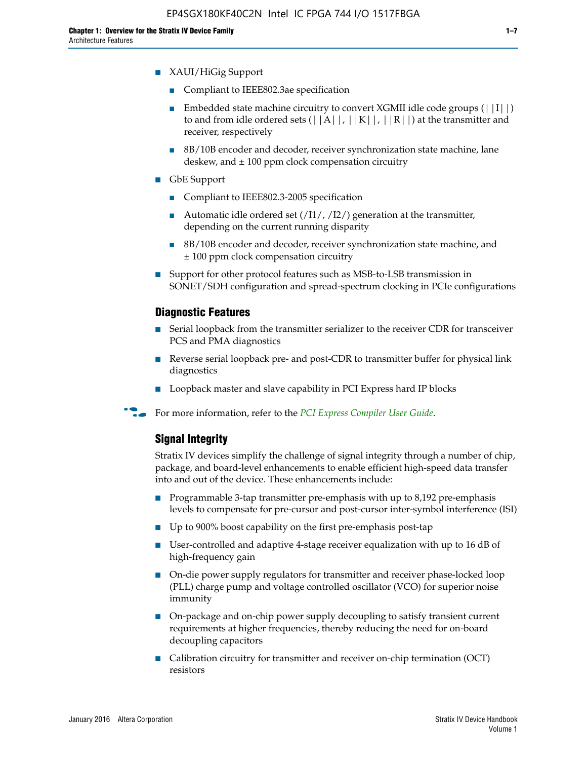- XAUI/HiGig Support
  - Compliant to IEEE802.3ae specification
  - Embedded state machine circuitry to convert XGMII idle code groups (||I||) to and from idle ordered sets (||A||, ||K||, ||R||) at the transmitter and receiver, respectively
  - 8B/10B encoder and decoder, receiver synchronization state machine, lane deskew, and ± 100 ppm clock compensation circuitry
- GbE Support
  - Compliant to IEEE802.3-2005 specification
  - Automatic idle ordered set (/I1/, /I2/) generation at the transmitter, depending on the current running disparity
  - 8B/10B encoder and decoder, receiver synchronization state machine, and ± 100 ppm clock compensation circuitry
- Support for other protocol features such as MSB-to-LSB transmission in SONET/SDH configuration and spread-spectrum clocking in PCIe configurations

### Diagnostic Features

- Serial loopback from the transmitter serializer to the receiver CDR for transceiver PCS and PMA diagnostics
- Reverse serial loopback pre- and post-CDR to transmitter buffer for physical link diagnostics
- Loopback master and slave capability in PCI Express hard IP blocks

For more information, refer to the *PCI Express Compiler User Guide*.

### Signal Integrity

Stratix IV devices simplify the challenge of signal integrity through a number of chip, package, and board-level enhancements to enable efficient high-speed data transfer into and out of the device. These enhancements include:

- Programmable 3-tap transmitter pre-emphasis with up to 8,192 pre-emphasis levels to compensate for pre-cursor and post-cursor inter-symbol interference (ISI)
- Up to 900% boost capability on the first pre-emphasis post-tap
- User-controlled and adaptive 4-stage receiver equalization with up to 16 dB of high-frequency gain
- On-die power supply regulators for transmitter and receiver phase-locked loop (PLL) charge pump and voltage controlled oscillator (VCO) for superior noise immunity
- On-package and on-chip power supply decoupling to satisfy transient current requirements at higher frequencies, thereby reducing the need for on-board decoupling capacitors
- Calibration circuitry for transmitter and receiver on-chip termination (OCT) resistors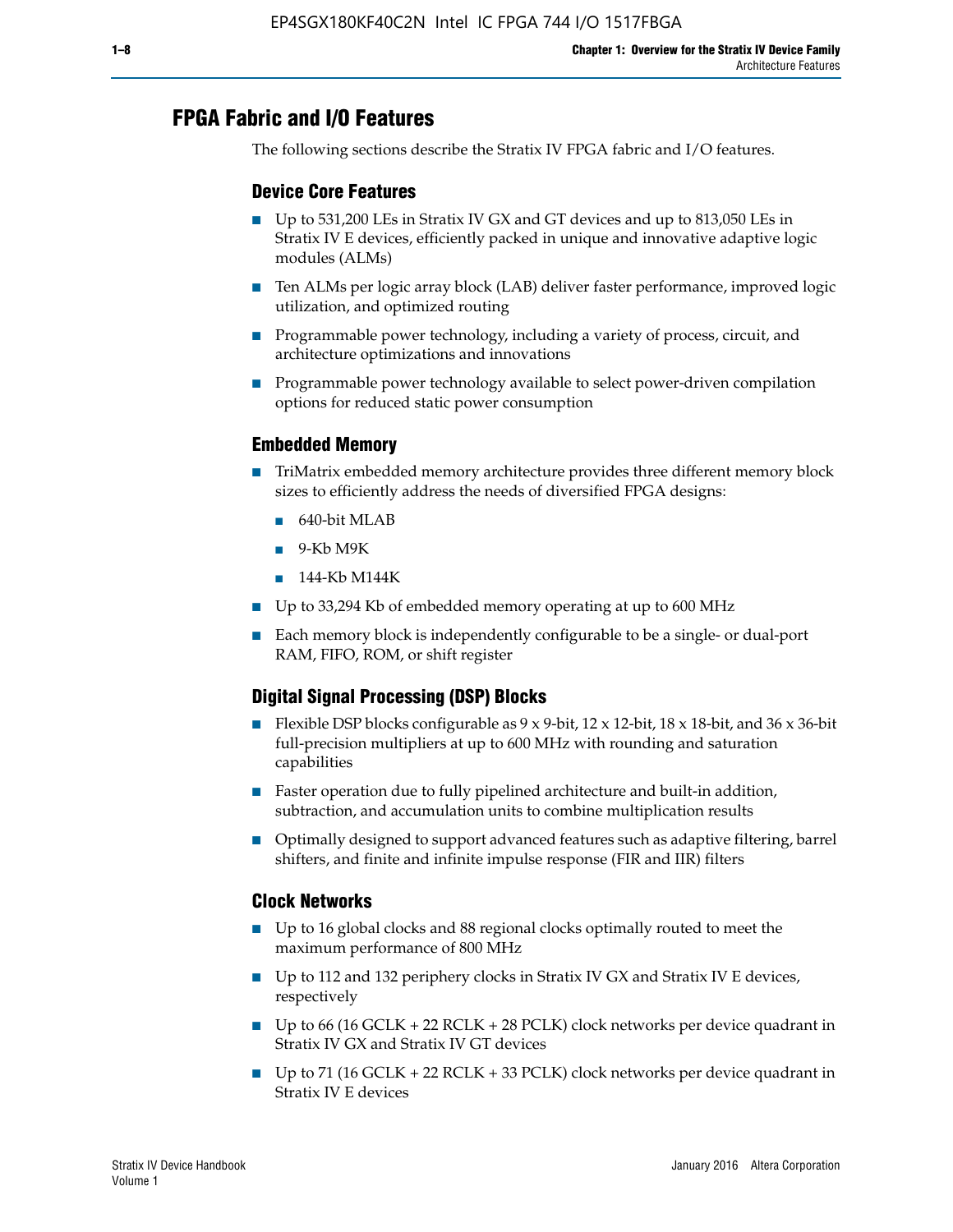# FPGA Fabric and I/O Features

The following sections describe the Stratix IV FPGA fabric and I/O features.

## Device Core Features

- Up to 531,200 LEs in Stratix IV GX and GT devices and up to 813,050 LEs in Stratix IV E devices, efficiently packed in unique and innovative adaptive logic modules (ALMs)
- Ten ALMs per logic array block (LAB) deliver faster performance, improved logic utilization, and optimized routing
- Programmable power technology, including a variety of process, circuit, and architecture optimizations and innovations
- Programmable power technology available to select power-driven compilation options for reduced static power consumption

## Embedded Memory

- TriMatrix embedded memory architecture provides three different memory block sizes to efficiently address the needs of diversified FPGA designs:
  - 640-bit MLAB
  - 9-Kb M9K
  - 144-Kb M144K
- Up to 33,294 Kb of embedded memory operating at up to 600 MHz
- Each memory block is independently configurable to be a single- or dual-port RAM, FIFO, ROM, or shift register

## Digital Signal Processing (DSP) Blocks

- Flexible DSP blocks configurable as 9 x 9-bit, 12 x 12-bit, 18 x 18-bit, and 36 x 36-bit full-precision multipliers at up to 600 MHz with rounding and saturation capabilities
- Faster operation due to fully pipelined architecture and built-in addition, subtraction, and accumulation units to combine multiplication results
- Optimally designed to support advanced features such as adaptive filtering, barrel shifters, and finite and infinite impulse response (FIR and IIR) filters

## Clock Networks

- Up to 16 global clocks and 88 regional clocks optimally routed to meet the maximum performance of 800 MHz
- Up to 112 and 132 periphery clocks in Stratix IV GX and Stratix IV E devices, respectively
- Up to 66 (16 GCLK + 22 RCLK + 28 PCLK) clock networks per device quadrant in Stratix IV GX and Stratix IV GT devices
- Up to 71 (16 GCLK + 22 RCLK + 33 PCLK) clock networks per device quadrant in Stratix IV E devices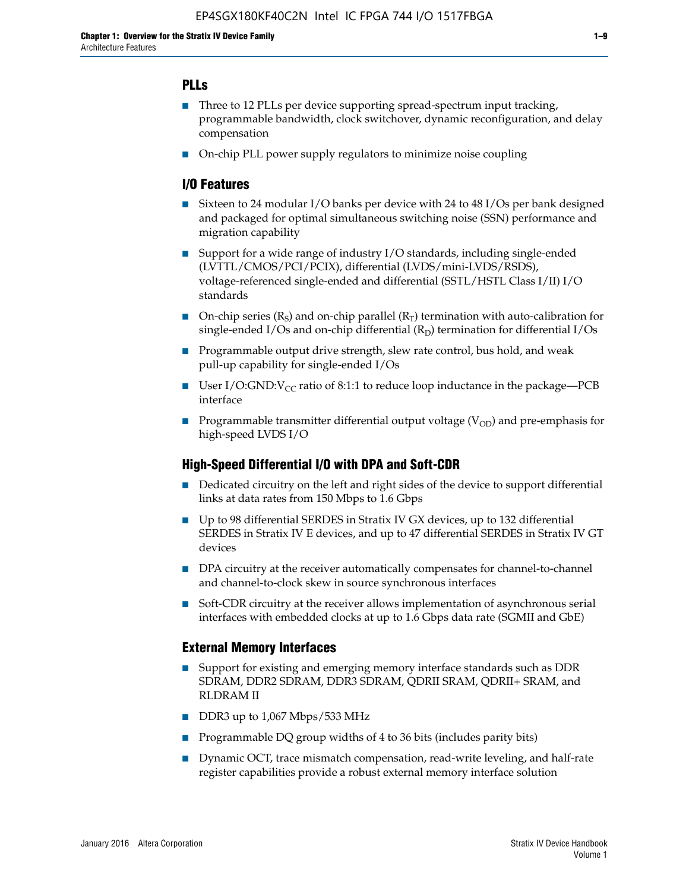## PLLs

- Three to 12 PLLs per device supporting spread-spectrum input tracking, programmable bandwidth, clock switchover, dynamic reconfiguration, and delay compensation
- On-chip PLL power supply regulators to minimize noise coupling

## I/O Features

- Sixteen to 24 modular I/O banks per device with 24 to 48 I/Os per bank designed and packaged for optimal simultaneous switching noise (SSN) performance and migration capability
- Support for a wide range of industry I/O standards, including single-ended (LVTTL/CMOS/PCI/PCIX), differential (LVDS/mini-LVDS/RSDS), voltage-referenced single-ended and differential (SSTL/HSTL Class I/II) I/O standards
- On-chip series ($R_S$) and on-chip parallel ($R_T$) termination with auto-calibration for single-ended I/Os and on-chip differential ($R_D$) termination for differential I/Os
- Programmable output drive strength, slew rate control, bus hold, and weak pull-up capability for single-ended I/Os
- User I/O:GND:$V_{CC}$ ratio of 8:1:1 to reduce loop inductance in the package—PCB interface
- Programmable transmitter differential output voltage ($V_{OD}$) and pre-emphasis for high-speed LVDS I/O

## High-Speed Differential I/O with DPA and Soft-CDR

- Dedicated circuitry on the left and right sides of the device to support differential links at data rates from 150 Mbps to 1.6 Gbps
- Up to 98 differential SERDES in Stratix IV GX devices, up to 132 differential SERDES in Stratix IV E devices, and up to 47 differential SERDES in Stratix IV GT devices
- DPA circuitry at the receiver automatically compensates for channel-to-channel and channel-to-clock skew in source synchronous interfaces
- Soft-CDR circuitry at the receiver allows implementation of asynchronous serial interfaces with embedded clocks at up to 1.6 Gbps data rate (SGMII and GbE)

## External Memory Interfaces

- Support for existing and emerging memory interface standards such as DDR SDRAM, DDR2 SDRAM, DDR3 SDRAM, QDRII SRAM, QDRII+ SRAM, and RLDRAM II
- DDR3 up to 1,067 Mbps/533 MHz
- Programmable DQ group widths of 4 to 36 bits (includes parity bits)
- Dynamic OCT, trace mismatch compensation, read-write leveling, and half-rate register capabilities provide a robust external memory interface solution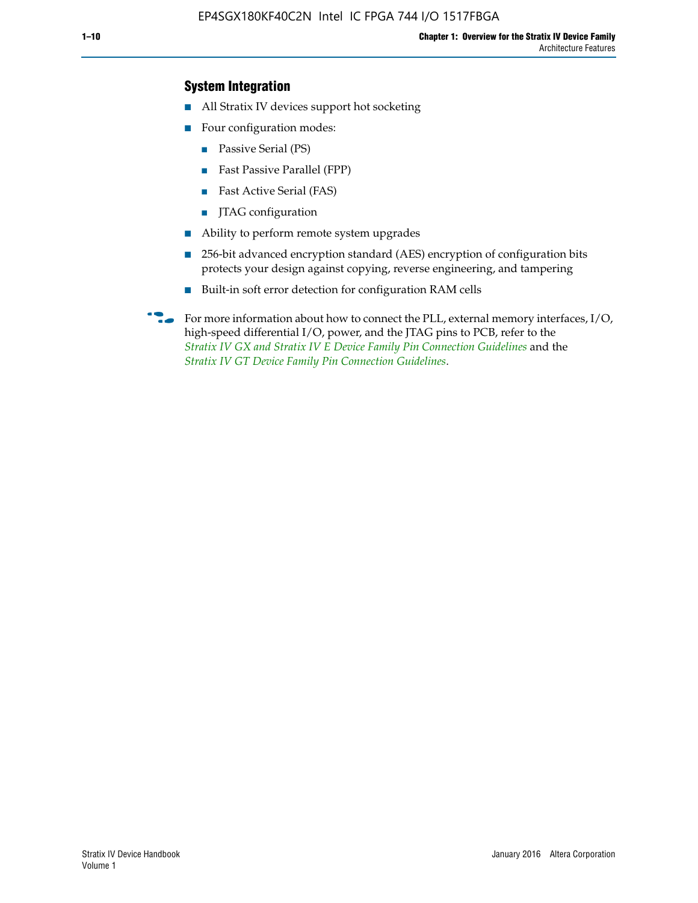### System Integration

- All Stratix IV devices support hot socketing
- Four configuration modes:
  - Passive Serial (PS)
  - Fast Passive Parallel (FPP)
  - Fast Active Serial (FAS)
  - JTAG configuration
- Ability to perform remote system upgrades
- 256-bit advanced encryption standard (AES) encryption of configuration bits protects your design against copying, reverse engineering, and tampering
- Built-in soft error detection for configuration RAM cells

For more information about how to connect the PLL, external memory interfaces, I/O, high-speed differential I/O, power, and the JTAG pins to PCB, refer to the *Stratix IV GX and Stratix IV E Device Family Pin Connection Guidelines* and the *Stratix IV GT Device Family Pin Connection Guidelines*.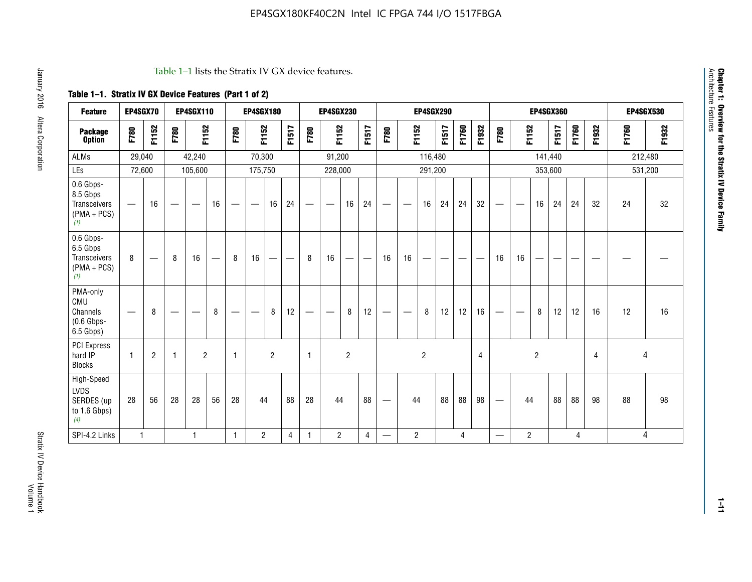Table 1–1 lists the Stratix IV GX device features.

**Table 1–1. Stratix IV GX Device Features (Part 1 of 2)**

| Feature | EP4SGX70 | | EP4SGX110 | | | EP4SGX180 | | | | EP4SGX230 | | | | EP4SGX290 | | | | | | EP4SGX360 | | | | | | EP4SGX530 | |
|---|---|---|---|---|---|---|---|---|---|---|---|---|---|---|---|---|---|---|---|---|---|---|---|---|---|---|---|
| **Package Option** | F780 | F1152 | F780 | F1152 | | F780 | F1152 | | F1517 | F780 | F1152 | | F1517 | F780 | F1152 | | F1517 | F1760 | F1932 | F780 | F1152 | | F1517 | F1760 | F1932 | F1760 | F1932 |
| ALMs | 29,040 | | 42,240 | | | 70,300 | | | | 91,200 | | | | 116,480 | | | | | | 141,440 | | | | | | 212,480 | |
| LEs | 72,600 | | 105,600 | | | 175,750 | | | | 228,000 | | | | 291,200 | | | | | | 353,600 | | | | | | 531,200 | |
| 0.6 Gbps-8.5 Gbps Transceivers (PMA + PCS) *(1)* | — | 16 | — | — | 16 | — | — | 16 | 24 | — | — | 16 | 24 | — | — | 16 | 24 | 24 | 32 | — | — | 16 | 24 | 24 | 32 | 24 | 32 |
| 0.6 Gbps-6.5 Gbps Transceivers (PMA + PCS) *(1)* | 8 | — | 8 | 16 | — | 8 | 16 | — | — | 8 | 16 | — | — | 16 | 16 | — | — | — | — | 16 | 16 | — | — | — | — | — | — |
| PMA-only CMU Channels (0.6 Gbps-6.5 Gbps) | — | 8 | — | — | 8 | — | — | 8 | 12 | — | — | 8 | 12 | — | — | 8 | 12 | 12 | 16 | — | — | 8 | 12 | 12 | 16 | 12 | 16 |
| PCI Express hard IP Blocks | 1 | 2 | 1 | 2 | | 1 | 2 | | | 1 | 2 | | | 2 | | | | | 4 | 2 | | | | | 4 | 4 | |
| High-Speed LVDS SERDES (up to 1.6 Gbps) *(4)* | 28 | 56 | 28 | 28 | 56 | 28 | 44 | | 88 | 28 | 44 | | 88 | — | 44 | | 88 | 88 | 98 | — | 44 | | 88 | 88 | 98 | 88 | 98 |
| SPI-4.2 Links | 1 | | 1 | | | 1 | 2 | | 4 | 1 | 2 | | 4 | — | 2 | | 4 | | | — | 2 | | 4 | | | 4 | |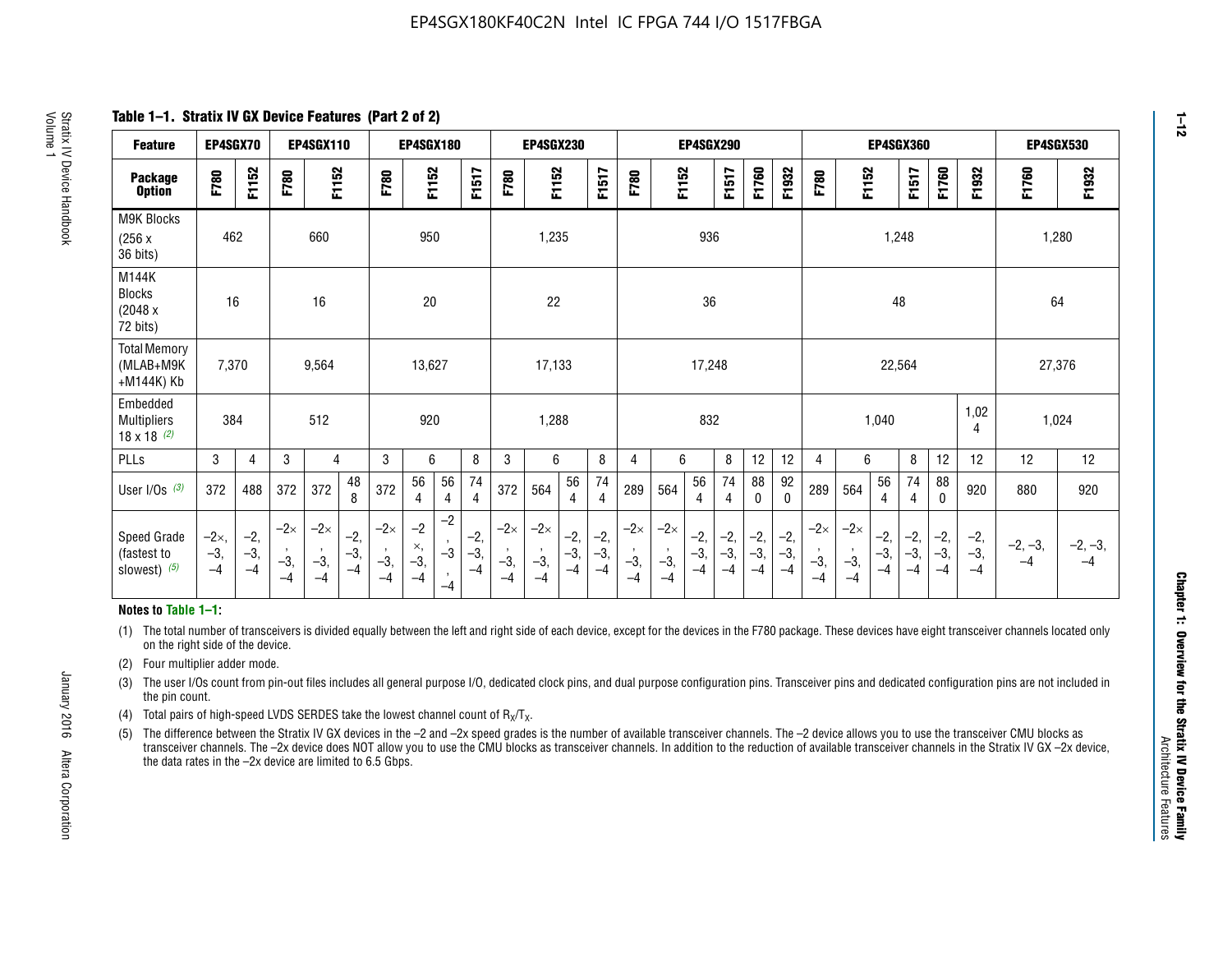## Table 1–1. Stratix IV GX Device Features (Part 2 of 2)

| Feature | EP4SGX70 | | EP4SGX110 | | | EP4SGX180 | | | | EP4SGX230 | | | | EP4SGX290 | | | | | | EP4SGX360 | | | | | | EP4SGX530 | |
|---|---|---|---|---|---|---|---|---|---|---|---|---|---|---|---|---|---|---|---|---|---|---|---|---|---|---|---|
| Package Option | F780 | F1152 | F780 | F1152 | | F780 | F1152 | | F1517 | F780 | F1152 | | F1517 | F780 | F1152 | | F1517 | F1760 | F1932 | F780 | F1152 | | F1517 | F1760 | F1932 | F1760 | F1932 |
| M9K Blocks (256 x 36 bits) | 462 | | 660 | | | 950 | | | | 1,235 | | | | 936 | | | | | | 1,248 | | | | | | 1,280 | |
| M144K Blocks (2048 x 72 bits) | 16 | | 16 | | | 20 | | | | 22 | | | | 36 | | | | | | 48 | | | | | | 64 | |
| Total Memory (MLAB+M9K +M144K) Kb | 7,370 | | 9,564 | | | 13,627 | | | | 17,133 | | | | 17,248 | | | | | | 22,564 | | | | | | 27,376 | |
| Embedded Multipliers 18 x 18 (2) | 384 | | 512 | | | 920 | | | | 1,288 | | | | 832 | | | | | | 1,040 | | | | | 1,024 | 1,024 | |
| PLLs | 3 | 4 | 3 | 4 | | 3 | 6 | | 8 | 3 | 6 | | 8 | 4 | 6 | | 8 | 12 | 12 | 4 | 6 | | 8 | 12 | 12 | 12 | 12 |
| User I/Os (3) | 372 | 488 | 372 | 372 | 488 | 372 | 564 | 564 | 744 | 372 | 564 | 564 | 744 | 289 | 564 | 564 | 744 | 880 | 920 | 289 | 564 | 564 | 744 | 880 | 920 | 880 | 920 |
| Speed Grade (fastest to slowest) (5) | –2×, –3, –4 | –2, –3, –4 | –2×, –3, –4 | –2×, –3, –4 | –2, –3, –4 | –2×, –3, –4 | –2×, –3, –4 | –2, –3, –4 | –2, –3, –4 | –2×, –3, –4 | –2×, –3, –4 | –2, –3, –4 | –2, –3, –4 | –2×, –3, –4 | –2×, –3, –4 | –2, –3, –4 | –2, –3, –4 | –2, –3, –4 | –2, –3, –4 | –2×, –3, –4 | –2×, –3, –4 | –2, –3, –4 | –2, –3, –4 | –2, –3, –4 | –2, –3, –4 | –2, –3, –4 | –2, –3, –4 |

**Notes to Table 1–1:**

(1) The total number of transceivers is divided equally between the left and right side of each device, except for the devices in the F780 package. These devices have eight transceiver channels located only on the right side of the device.

(2) Four multiplier adder mode.

(3) The user I/Os count from pin-out files includes all general purpose I/O, dedicated clock pins, and dual purpose configuration pins. Transceiver pins and dedicated configuration pins are not included in the pin count.

(4) Total pairs of high-speed LVDS SERDES take the lowest channel count of $R_X/T_X$.

(5) The difference between the Stratix IV GX devices in the –2 and –2x speed grades is the number of available transceiver channels. The –2 device allows you to use the transceiver CMU blocks as transceiver channels. The –2x device does NOT allow you to use the CMU blocks as transceiver channels. In addition to the reduction of available transceiver channels in the Stratix IV GX –2x device, the data rates in the –2x device are limited to 6.5 Gbps.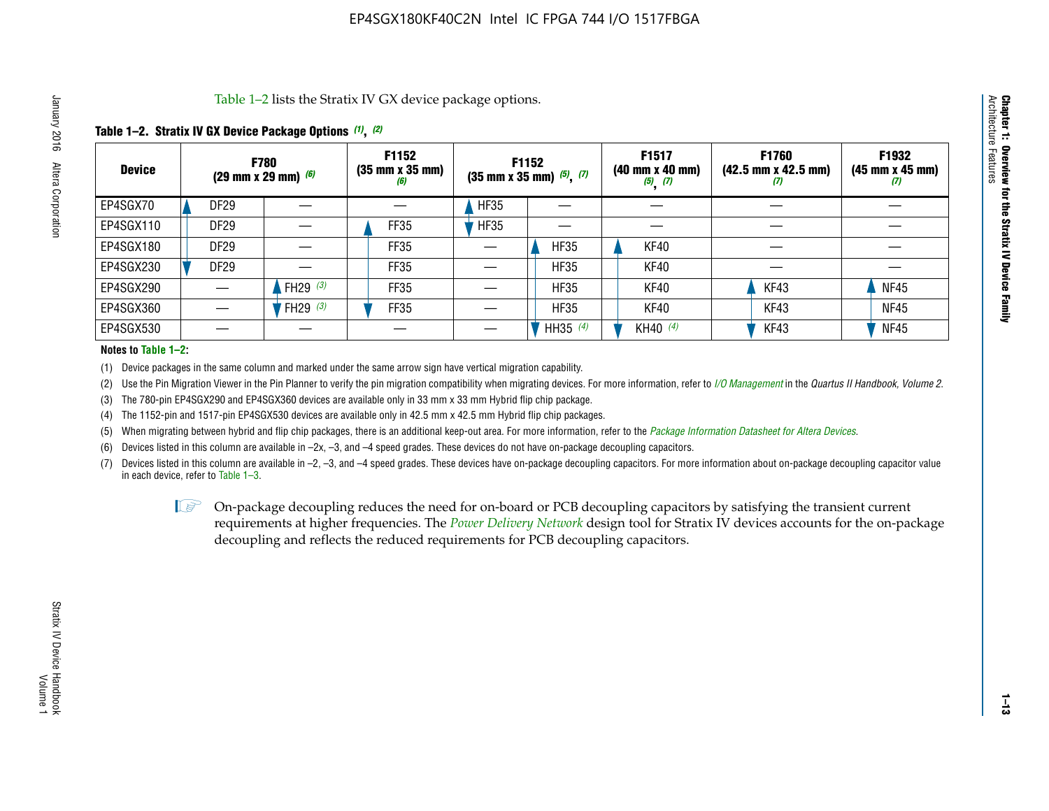Table 1–2 lists the Stratix IV GX device package options.

**Table 1–2. Stratix IV GX Device Package Options (1), (2)**

| Device | F780 (29 mm x 29 mm) (6) | | F1152 (35 mm x 35 mm) (6) | F1152 (35 mm x 35 mm) (5), (7) | | F1517 (40 mm x 40 mm) (5), (7) | F1760 (42.5 mm x 42.5 mm) (7) | F1932 (45 mm x 45 mm) (7) |
|---|---|---|---|---|---|---|---|---|
| EP4SGX70 | DF29 | — | — | HF35 | — | — | — | — |
| EP4SGX110 | DF29 | — | FF35 | HF35 | — | — | — | — |
| EP4SGX180 | DF29 | — | FF35 | — | HF35 | KF40 | — | — |
| EP4SGX230 | DF29 | — | FF35 | — | HF35 | KF40 | — | — |
| EP4SGX290 | — | FH29 (3) | FF35 | — | HF35 | KF40 | KF43 | NF45 |
| EP4SGX360 | — | FH29 (3) | FF35 | — | HF35 | KF40 | KF43 | NF45 |
| EP4SGX530 | — | — | — | — | HH35 (4) | KH40 (4) | KF43 | NF45 |

**Notes to Table 1–2:**

(1) Device packages in the same column and marked under the same arrow sign have vertical migration capability.

(2) Use the Pin Migration Viewer in the Pin Planner to verify the pin migration compatibility when migrating devices. For more information, refer to *I/O Management* in the *Quartus II Handbook, Volume 2*.

(3) The 780-pin EP4SGX290 and EP4SGX360 devices are available only in 33 mm x 33 mm Hybrid flip chip package.

(4) The 1152-pin and 1517-pin EP4SGX530 devices are available only in 42.5 mm x 42.5 mm Hybrid flip chip packages.

(5) When migrating between hybrid and flip chip packages, there is an additional keep-out area. For more information, refer to the *Package Information Datasheet for Altera Devices*.

(6) Devices listed in this column are available in –2x, –3, and –4 speed grades. These devices do not have on-package decoupling capacitors.

(7) Devices listed in this column are available in –2, –3, and –4 speed grades. These devices have on-package decoupling capacitors. For more information about on-package decoupling capacitor value in each device, refer to Table 1–3.

On-package decoupling reduces the need for on-board or PCB decoupling capacitors by satisfying the transient current requirements at higher frequencies. The *Power Delivery Network* design tool for Stratix IV devices accounts for the on-package decoupling and reflects the reduced requirements for PCB decoupling capacitors.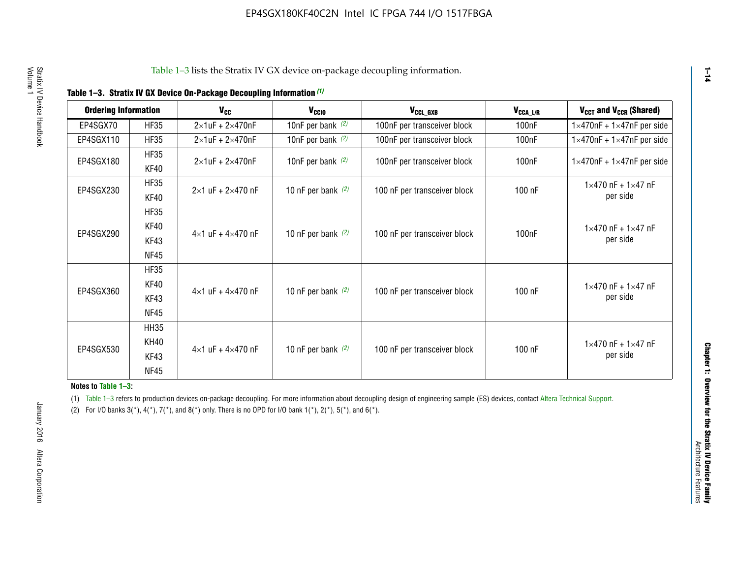Table 1–3 lists the Stratix IV GX device on-package decoupling information.

**Table 1–3. Stratix IV GX Device On-Package Decoupling Information (1)**

| Ordering Information | | $V_{CC}$ | $V_{CCIO}$ | $V_{CCL\_GXB}$ | $V_{CCA\_L/R}$ | $V_{CCT}$ and $V_{CCR}$ (Shared) |
|---|---|---|---|---|---|---|
| EP4SGX70 | HF35 | 2×1uF + 2×470nF | 10nF per bank (2) | 100nF per transceiver block | 100nF | 1×470nF + 1×47nF per side |
| EP4SGX110 | HF35 | 2×1uF + 2×470nF | 10nF per bank (2) | 100nF per transceiver block | 100nF | 1×470nF + 1×47nF per side |
| EP4SGX180 | HF35<br>KF40 | 2×1uF + 2×470nF | 10nF per bank (2) | 100nF per transceiver block | 100nF | 1×470nF + 1×47nF per side |
| EP4SGX230 | HF35<br>KF40 | 2×1 uF + 2×470 nF | 10 nF per bank (2) | 100 nF per transceiver block | 100 nF | 1×470 nF + 1×47 nF per side |
| EP4SGX290 | HF35<br>KF40<br>KF43<br>NF45 | 4×1 uF + 4×470 nF | 10 nF per bank (2) | 100 nF per transceiver block | 100nF | 1×470 nF + 1×47 nF per side |
| EP4SGX360 | HF35<br>KF40<br>KF43<br>NF45 | 4×1 uF + 4×470 nF | 10 nF per bank (2) | 100 nF per transceiver block | 100 nF | 1×470 nF + 1×47 nF per side |
| EP4SGX530 | HH35<br>KH40<br>KF43<br>NF45 | 4×1 uF + 4×470 nF | 10 nF per bank (2) | 100 nF per transceiver block | 100 nF | 1×470 nF + 1×47 nF per side |

**Notes to Table 1–3:**

(1) Table 1–3 refers to production devices on-package decoupling. For more information about decoupling design of engineering sample (ES) devices, contact Altera Technical Support.

(2) For I/O banks 3(*), 4(*), 7(*), and 8(*) only. There is no OPD for I/O bank 1(*), 2(*), 5(*), and 6(*).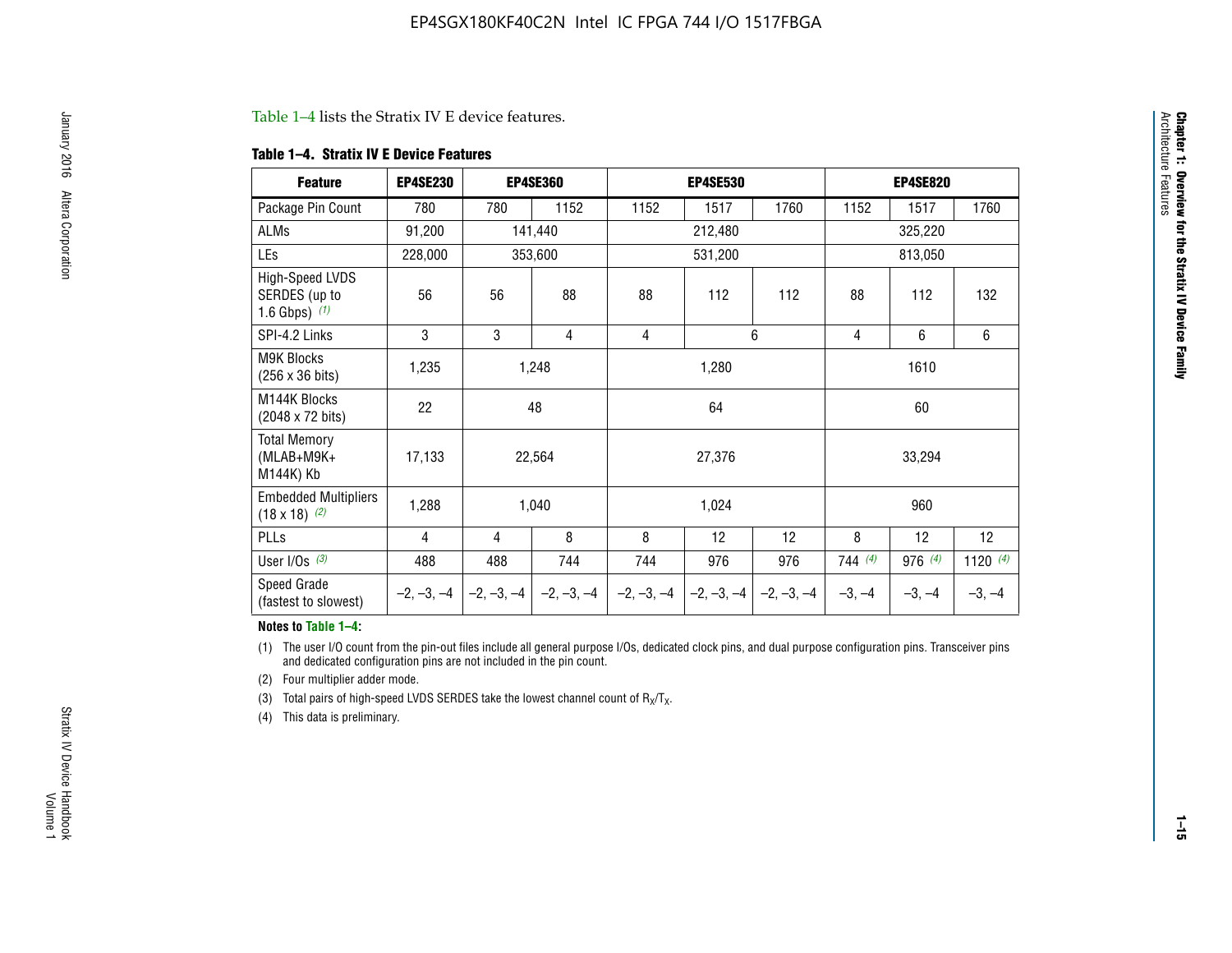Table 1–4 lists the Stratix IV E device features.

**Table 1–4. Stratix IV E Device Features**

| Feature | EP4SE230 | EP4SE360 | | EP4SE530 | | | EP4SE820 | | |
|---|---|---|---|---|---|---|---|---|---|
| Package Pin Count | 780 | 780 | 1152 | 1152 | 1517 | 1760 | 1152 | 1517 | 1760 |
| ALMs | 91,200 | 141,440 | | 212,480 | | | 325,220 | | |
| LEs | 228,000 | 353,600 | | 531,200 | | | 813,050 | | |
| High-Speed LVDS SERDES (up to 1.6 Gbps) *(1)* | 56 | 56 | 88 | 88 | 112 | 112 | 88 | 112 | 132 |
| SPI-4.2 Links | 3 | 3 | 4 | 4 | 6 | | 4 | 6 | 6 |
| M9K Blocks (256 x 36 bits) | 1,235 | 1,248 | | 1,280 | | | 1610 | | |
| M144K Blocks (2048 x 72 bits) | 22 | 48 | | 64 | | | 60 | | |
| Total Memory (MLAB+M9K+M144K) Kb | 17,133 | 22,564 | | 27,376 | | | 33,294 | | |
| Embedded Multipliers (18 x 18) *(2)* | 1,288 | 1,040 | | 1,024 | | | 960 | | |
| PLLs | 4 | 4 | 8 | 8 | 12 | 12 | 8 | 12 | 12 |
| User I/Os *(3)* | 488 | 488 | 744 | 744 | 976 | 976 | 744 *(4)* | 976 *(4)* | 1120 *(4)* |
| Speed Grade (fastest to slowest) | –2, –3, –4 | –2, –3, –4 | –2, –3, –4 | –2, –3, –4 | –2, –3, –4 | –2, –3, –4 | –3, –4 | –3, –4 | –3, –4 |

**Notes to Table 1–4:**

(1) The user I/O count from the pin-out files include all general purpose I/Os, dedicated clock pins, and dual purpose configuration pins. Transceiver pins and dedicated configuration pins are not included in the pin count.

(2) Four multiplier adder mode.

(3) Total pairs of high-speed LVDS SERDES take the lowest channel count of $R_X/T_X$.

(4) This data is preliminary.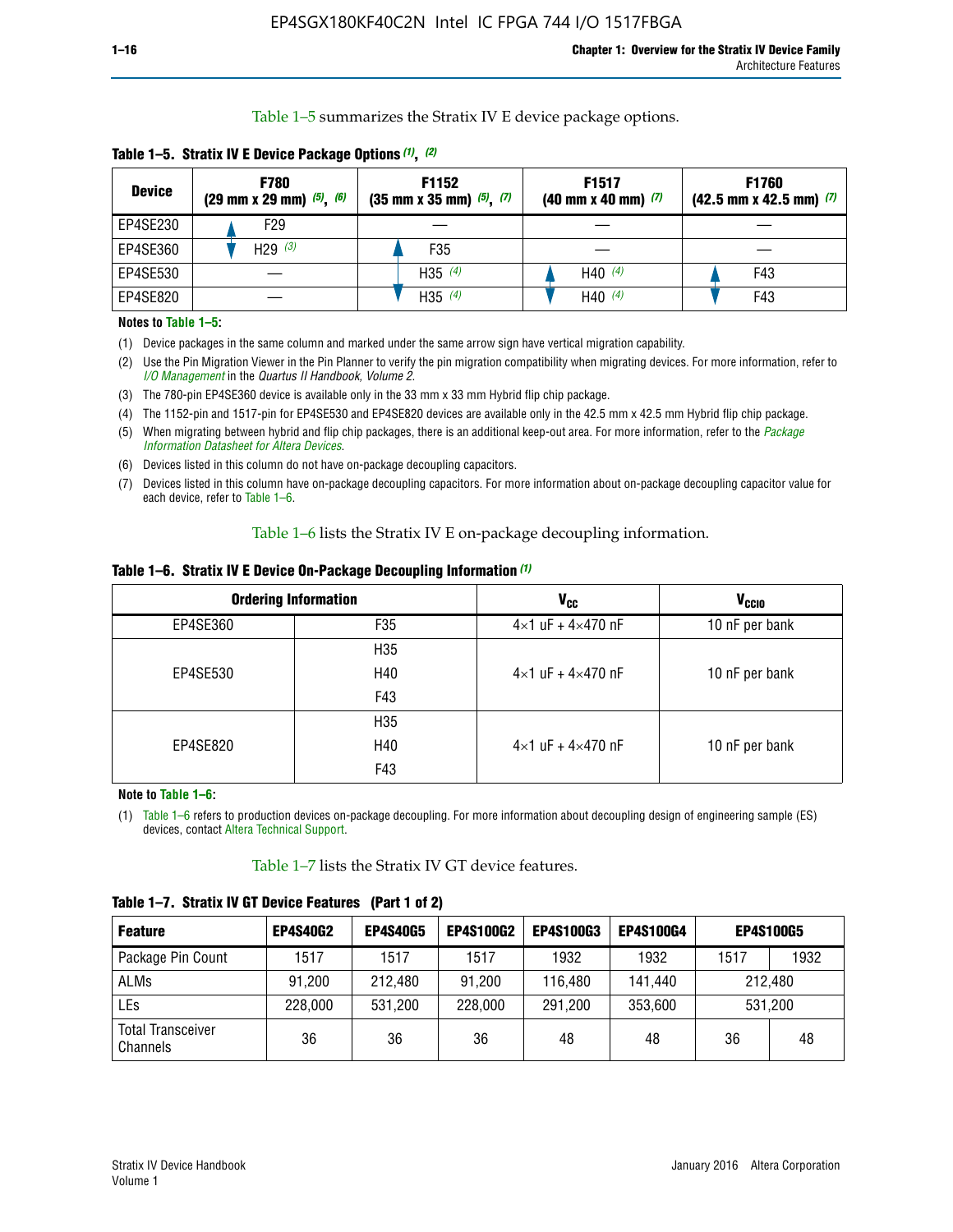Table 1–5 summarizes the Stratix IV E device package options.

**Table 1–5. Stratix IV E Device Package Options (1), (2)**

| Device | F780 (29 mm x 29 mm) (5), (6) | F1152 (35 mm x 35 mm) (5), (7) | F1517 (40 mm x 40 mm) (7) | F1760 (42.5 mm x 42.5 mm) (7) |
|---|---|---|---|---|
| EP4SE230 | F29 | — | — | — |
| EP4SE360 | H29 (3) | F35 | — | — |
| EP4SE530 | — | H35 (4) | H40 (4) | F43 |
| EP4SE820 | — | H35 (4) | H40 (4) | F43 |

**Notes to Table 1–5:**

(1) Device packages in the same column and marked under the same arrow sign have vertical migration capability.

(2) Use the Pin Migration Viewer in the Pin Planner to verify the pin migration compatibility when migrating devices. For more information, refer to *I/O Management* in the *Quartus II Handbook, Volume 2*.

(3) The 780-pin EP4SE360 device is available only in the 33 mm x 33 mm Hybrid flip chip package.

(4) The 1152-pin and 1517-pin for EP4SE530 and EP4SE820 devices are available only in the 42.5 mm x 42.5 mm Hybrid flip chip package.

(5) When migrating between hybrid and flip chip packages, there is an additional keep-out area. For more information, refer to the *Package Information Datasheet for Altera Devices*.

(6) Devices listed in this column do not have on-package decoupling capacitors.

(7) Devices listed in this column have on-package decoupling capacitors. For more information about on-package decoupling capacitor value for each device, refer to Table 1–6.

Table 1–6 lists the Stratix IV E on-package decoupling information.

**Table 1–6. Stratix IV E Device On-Package Decoupling Information (1)**

| Ordering Information | | $V_{CC}$ | $V_{CCIO}$ |
|---|---|---|---|
| EP4SE360 | F35 | 4×1 uF + 4×470 nF | 10 nF per bank |
| EP4SE530 | H35<br>H40<br>F43 | 4×1 uF + 4×470 nF | 10 nF per bank |
| EP4SE820 | H35<br>H40<br>F43 | 4×1 uF + 4×470 nF | 10 nF per bank |

**Note to Table 1–6:**

(1) Table 1–6 refers to production devices on-package decoupling. For more information about decoupling design of engineering sample (ES) devices, contact Altera Technical Support.

Table 1–7 lists the Stratix IV GT device features.

**Table 1–7. Stratix IV GT Device Features (Part 1 of 2)**

| Feature | EP4S40G2 | EP4S40G5 | EP4S100G2 | EP4S100G3 | EP4S100G4 | EP4S100G5 | |
|---|---|---|---|---|---|---|---|
| Package Pin Count | 1517 | 1517 | 1517 | 1932 | 1932 | 1517 | 1932 |
| ALMs | 91,200 | 212,480 | 91,200 | 116,480 | 141,440 | 212,480 | |
| LEs | 228,000 | 531,200 | 228,000 | 291,200 | 353,600 | 531,200 | |
| Total Transceiver Channels | 36 | 36 | 36 | 48 | 48 | 36 | 48 |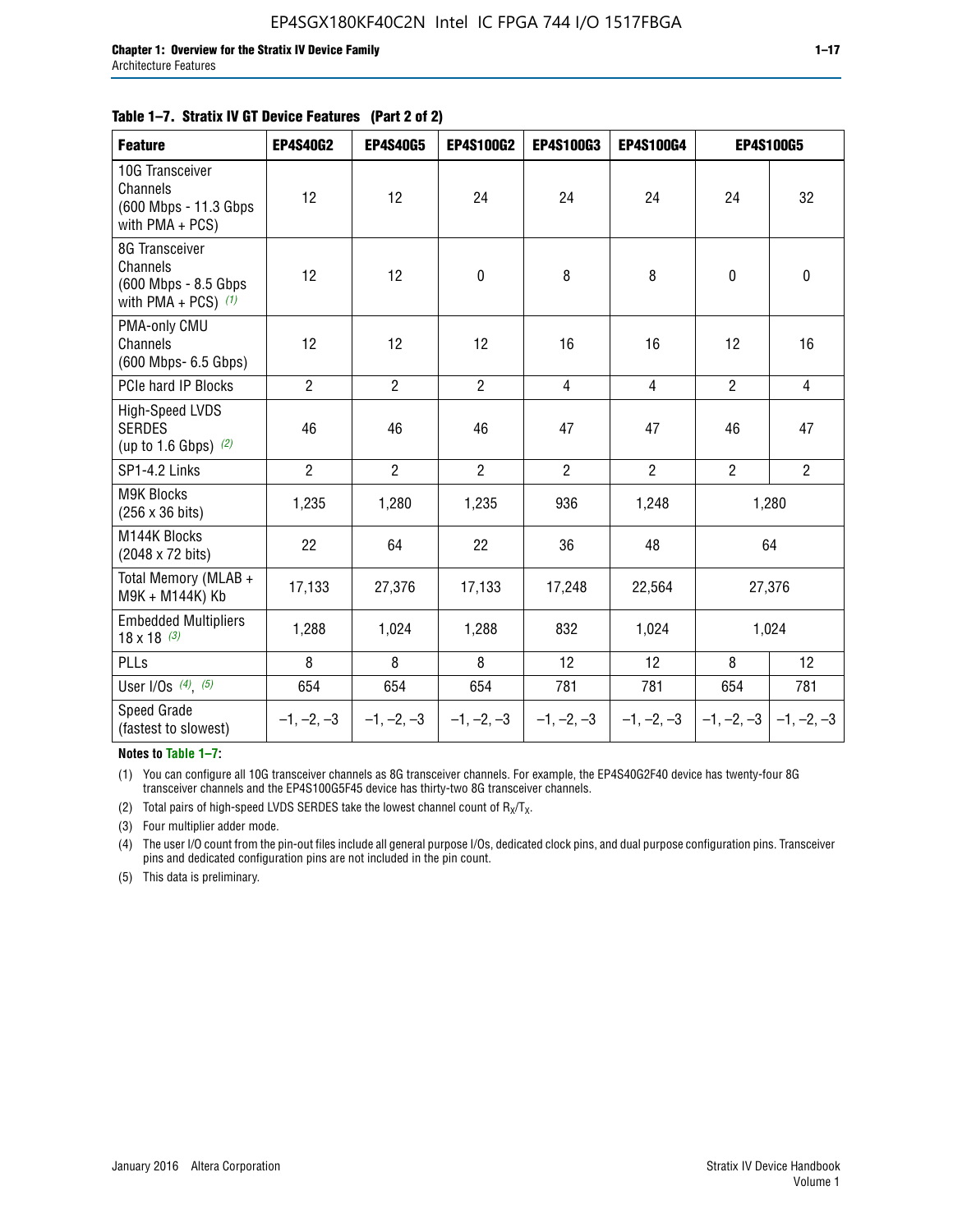**Table 1–7. Stratix IV GT Device Features (Part 2 of 2)**

| Feature | EP4S40G2 | EP4S40G5 | EP4S100G2 | EP4S100G3 | EP4S100G4 | EP4S100G5 | |
|---|---|---|---|---|---|---|---|
| 10G Transceiver Channels (600 Mbps - 11.3 Gbps with PMA + PCS) | 12 | 12 | 24 | 24 | 24 | 24 | 32 |
| 8G Transceiver Channels (600 Mbps - 8.5 Gbps with PMA + PCS) *(1)* | 12 | 12 | 0 | 8 | 8 | 0 | 0 |
| PMA-only CMU Channels (600 Mbps- 6.5 Gbps) | 12 | 12 | 12 | 16 | 16 | 12 | 16 |
| PCIe hard IP Blocks | 2 | 2 | 2 | 4 | 4 | 2 | 4 |
| High-Speed LVDS SERDES (up to 1.6 Gbps) *(2)* | 46 | 46 | 46 | 47 | 47 | 46 | 47 |
| SP1-4.2 Links | 2 | 2 | 2 | 2 | 2 | 2 | 2 |
| M9K Blocks (256 x 36 bits) | 1,235 | 1,280 | 1,235 | 936 | 1,248 | 1,280 | |
| M144K Blocks (2048 x 72 bits) | 22 | 64 | 22 | 36 | 48 | 64 | |
| Total Memory (MLAB + M9K + M144K) Kb | 17,133 | 27,376 | 17,133 | 17,248 | 22,564 | 27,376 | |
| Embedded Multipliers 18 x 18 *(3)* | 1,288 | 1,024 | 1,288 | 832 | 1,024 | 1,024 | |
| PLLs | 8 | 8 | 8 | 12 | 12 | 8 | 12 |
| User I/Os *(4)*, *(5)* | 654 | 654 | 654 | 781 | 781 | 654 | 781 |
| Speed Grade (fastest to slowest) | –1, –2, –3 | –1, –2, –3 | –1, –2, –3 | –1, –2, –3 | –1, –2, –3 | –1, –2, –3 | –1, –2, –3 |

**Notes to Table 1–7:**

(1) You can configure all 10G transceiver channels as 8G transceiver channels. For example, the EP4S40G2F40 device has twenty-four 8G transceiver channels and the EP4S100G5F45 device has thirty-two 8G transceiver channels.

(2) Total pairs of high-speed LVDS SERDES take the lowest channel count of $R_X/T_X$.

(3) Four multiplier adder mode.

(4) The user I/O count from the pin-out files include all general purpose I/Os, dedicated clock pins, and dual purpose configuration pins. Transceiver pins and dedicated configuration pins are not included in the pin count.

(5) This data is preliminary.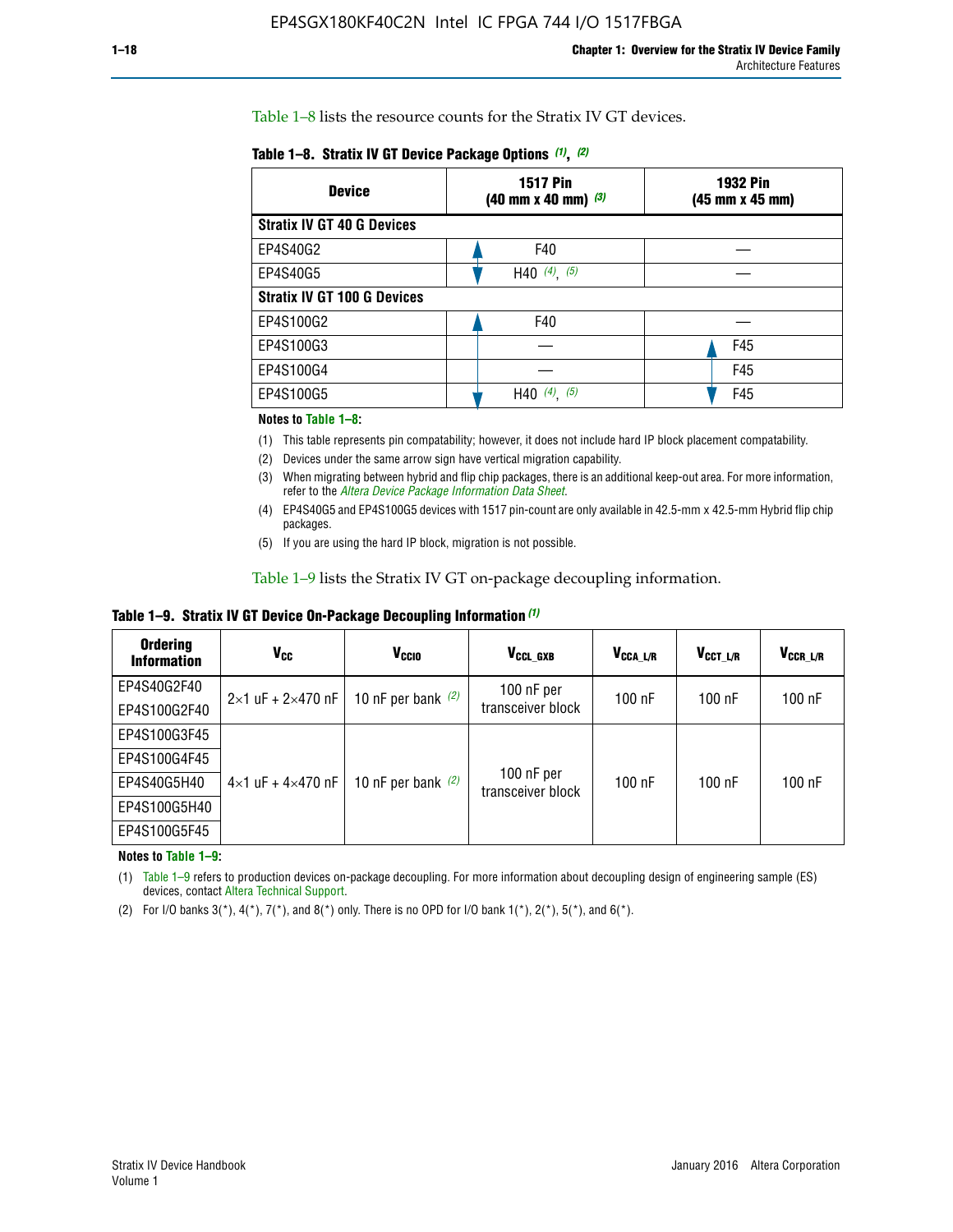Table 1–8 lists the resource counts for the Stratix IV GT devices.

**Table 1–8. Stratix IV GT Device Package Options (1), (2)**

| Device | 1517 Pin (40 mm x 40 mm) (3) | 1932 Pin (45 mm x 45 mm) |
|---|---|---|
| **Stratix IV GT 40 G Devices** | | |
| EP4S40G2 | F40 | — |
| EP4S40G5 | H40 (4), (5) | — |
| **Stratix IV GT 100 G Devices** | | |
| EP4S100G2 | F40 | — |
| EP4S100G3 | — | F45 |
| EP4S100G4 | — | F45 |
| EP4S100G5 | H40 (4), (5) | F45 |

**Notes to Table 1–8:**

(1) This table represents pin compatability; however, it does not include hard IP block placement compatability.

(2) Devices under the same arrow sign have vertical migration capability.

(3) When migrating between hybrid and flip chip packages, there is an additional keep-out area. For more information, refer to the *Altera Device Package Information Data Sheet*.

(4) EP4S40G5 and EP4S100G5 devices with 1517 pin-count are only available in 42.5-mm x 42.5-mm Hybrid flip chip packages.

(5) If you are using the hard IP block, migration is not possible.

Table 1–9 lists the Stratix IV GT on-package decoupling information.

**Table 1–9. Stratix IV GT Device On-Package Decoupling Information (1)**

| Ordering Information | $V_{CC}$ | $V_{CCIO}$ | $V_{CCL\_GXB}$ | $V_{CCA\_L/R}$ | $V_{CCT\_L/R}$ | $V_{CCR\_L/R}$ |
|---|---|---|---|---|---|---|
| EP4S40G2F40 | 2×1 uF + 2×470 nF | 10 nF per bank (2) | 100 nF per transceiver block | 100 nF | 100 nF | 100 nF |
| EP4S100G2F40 | | | | | | |
| EP4S100G3F45 | 4×1 uF + 4×470 nF | 10 nF per bank (2) | 100 nF per transceiver block | 100 nF | 100 nF | 100 nF |
| EP4S100G4F45 | | | | | | |
| EP4S40G5H40 | | | | | | |
| EP4S100G5H40 | | | | | | |
| EP4S100G5F45 | | | | | | |

**Notes to Table 1–9:**

(1) Table 1–9 refers to production devices on-package decoupling. For more information about decoupling design of engineering sample (ES) devices, contact Altera Technical Support.

(2) For I/O banks 3(*), 4(*), 7(*), and 8(*) only. There is no OPD for I/O bank 1(*), 2(*), 5(*), and 6(*).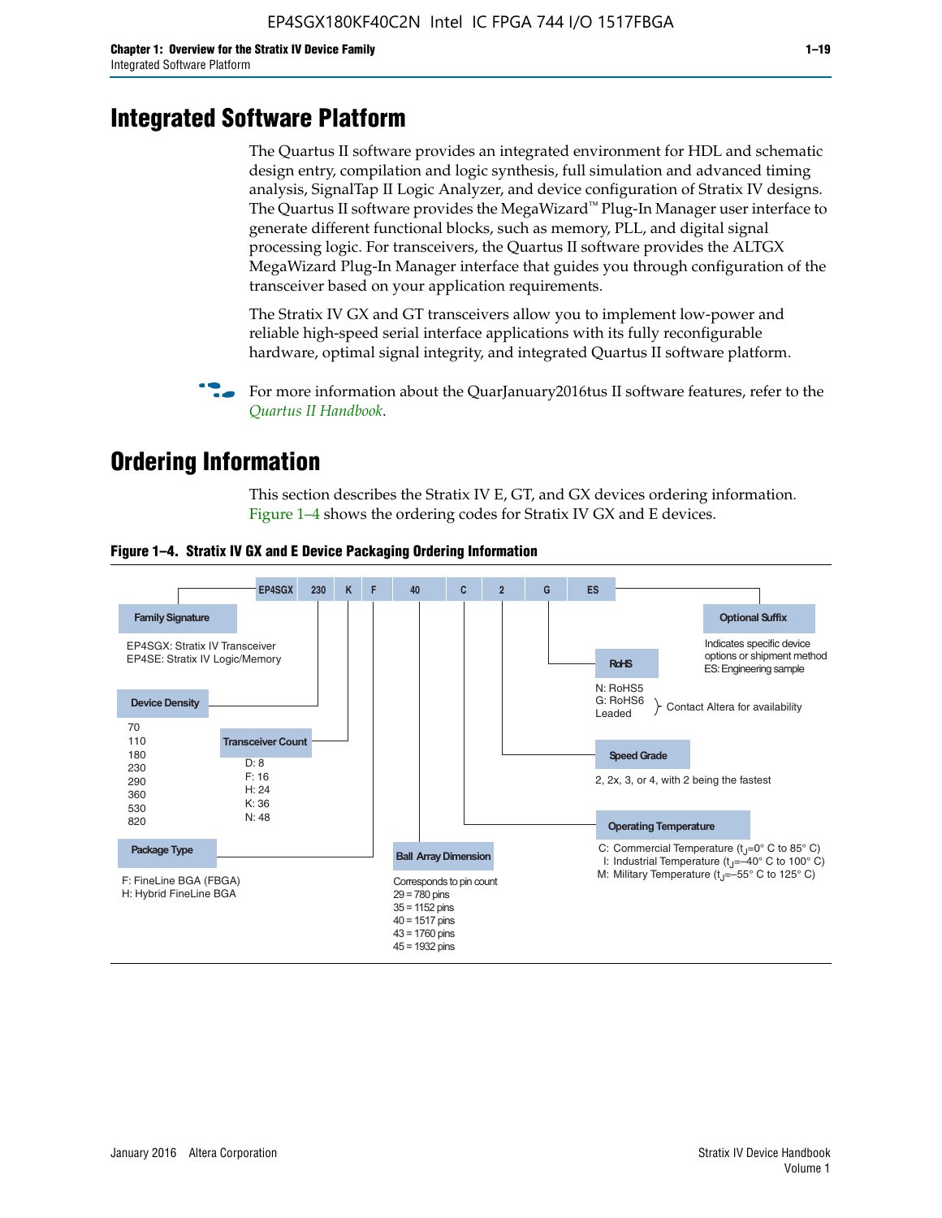# Integrated Software Platform

The Quartus II software provides an integrated environment for HDL and schematic design entry, compilation and logic synthesis, full simulation and advanced timing analysis, SignalTap II Logic Analyzer, and device configuration of Stratix IV designs. The Quartus II software provides the MegaWizard™ Plug-In Manager user interface to generate different functional blocks, such as memory, PLL, and digital signal processing logic. For transceivers, the Quartus II software provides the ALTGX MegaWizard Plug-In Manager interface that guides you through configuration of the transceiver based on your application requirements.

The Stratix IV GX and GT transceivers allow you to implement low-power and reliable high-speed serial interface applications with its fully reconfigurable hardware, optimal signal integrity, and integrated Quartus II software platform.

For more information about the QuarJanuary2016tus II software features, refer to the *Quartus II Handbook*.

# Ordering Information

This section describes the Stratix IV E, GT, and GX devices ordering information. Figure 1–4 shows the ordering codes for Stratix IV GX and E devices.

**Figure 1–4. Stratix IV GX and E Device Packaging Ordering Information**

EP4SGX | 230 | K | F | 40 | C | 2 | G | ES

**Family Signature**
- EP4SGX: Stratix IV Transceiver
- EP4SE: Stratix IV Logic/Memory

**Device Density**
- 70
- 110
- 180
- 230
- 290
- 360
- 530
- 820

**Transceiver Count**
- D: 8
- F: 16
- H: 24
- K: 36
- N: 48

**Package Type**
- F: FineLine BGA (FBGA)
- H: Hybrid FineLine BGA

**Ball Array Dimension**

Corresponds to pin count
- 29 = 780 pins
- 35 = 1152 pins
- 40 = 1517 pins
- 43 = 1760 pins
- 45 = 1932 pins

**Operating Temperature**
- C: Commercial Temperature ($t_J$=0° C to 85° C)
- I: Industrial Temperature ($t_J$=–40° C to 100° C)
- M: Military Temperature ($t_J$=–55° C to 125° C)

**Speed Grade**

2, 2x, 3, or 4, with 2 being the fastest

**RoHS**
- N: RoHS5
- G: RoHS6 } Contact Altera for availability
- Leaded

**Optional Suffix**

Indicates specific device options or shipment method
ES: Engineering sample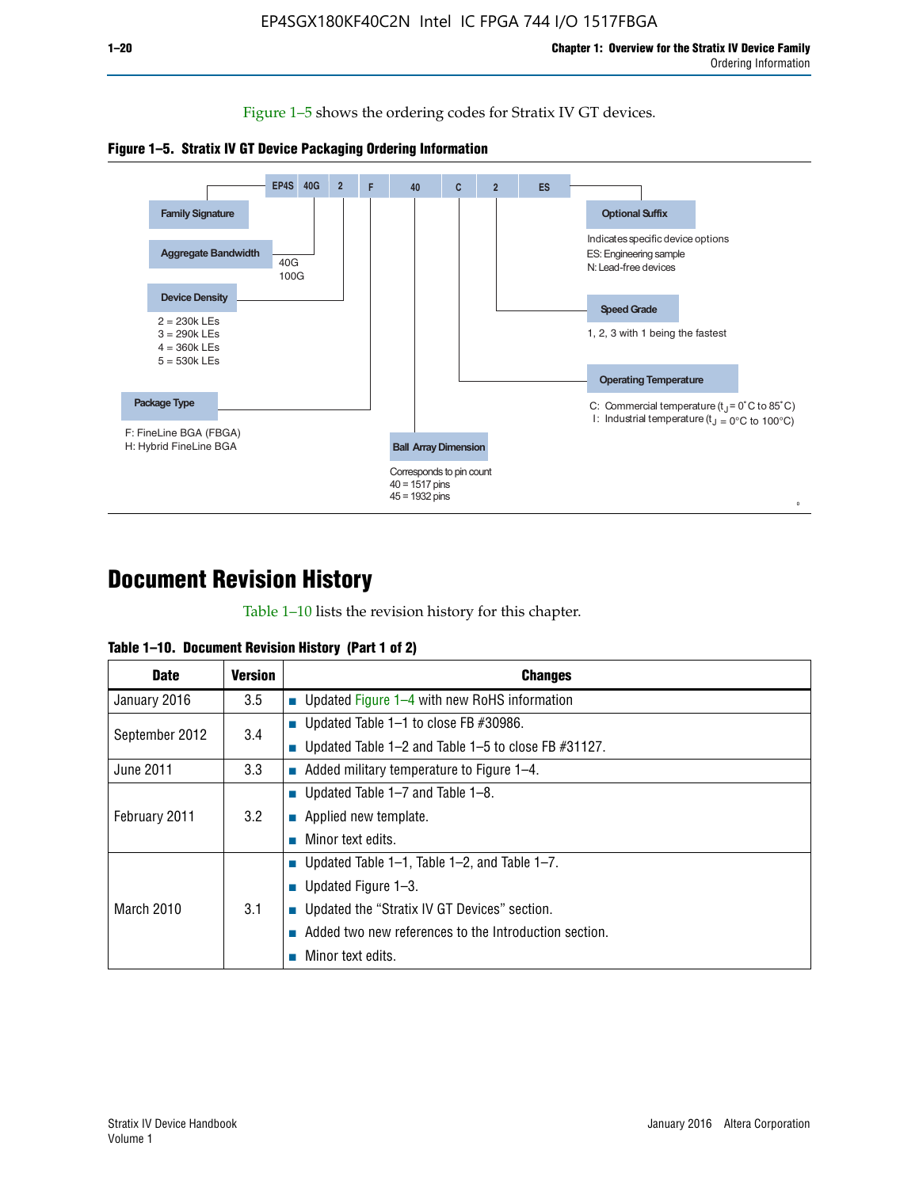Figure 1–5 shows the ordering codes for Stratix IV GT devices.

**Figure 1–5. Stratix IV GT Device Packaging Ordering Information**

EP4S 40G 2 F 40 C 2 ES

- **Family Signature**
- **Aggregate Bandwidth**
  - 40G
  - 100G
- **Device Density**
  - 2 = 230k LEs
  - 3 = 290k LEs
  - 4 = 360k LEs
  - 5 = 530k LEs
- **Package Type**
  - F: FineLine BGA (FBGA)
  - H: Hybrid FineLine BGA
- **Ball Array Dimension**
  - Corresponds to pin count
  - 40 = 1517 pins
  - 45 = 1932 pins
- **Operating Temperature**
  - C: Commercial temperature ($t_J$ = 0°C to 85°C)
  - I: Industrial temperature ($t_J$ = 0°C to 100°C)
- **Speed Grade**
  - 1, 2, 3 with 1 being the fastest
- **Optional Suffix**
  - Indicates specific device options
  - ES: Engineering sample
  - N: Lead-free devices

# Document Revision History

Table 1–10 lists the revision history for this chapter.

**Table 1–10. Document Revision History (Part 1 of 2)**

| Date | Version | Changes |
|---|---|---|
| January 2016 | 3.5 | ■ Updated Figure 1–4 with new RoHS information |
| September 2012 | 3.4 | ■ Updated Table 1–1 to close FB #30986.<br>■ Updated Table 1–2 and Table 1–5 to close FB #31127. |
| June 2011 | 3.3 | ■ Added military temperature to Figure 1–4. |
| February 2011 | 3.2 | ■ Updated Table 1–7 and Table 1–8.<br>■ Applied new template.<br>■ Minor text edits. |
| March 2010 | 3.1 | ■ Updated Table 1–1, Table 1–2, and Table 1–7.<br>■ Updated Figure 1–3.<br>■ Updated the "Stratix IV GT Devices" section.<br>■ Added two new references to the Introduction section.<br>■ Minor text edits. |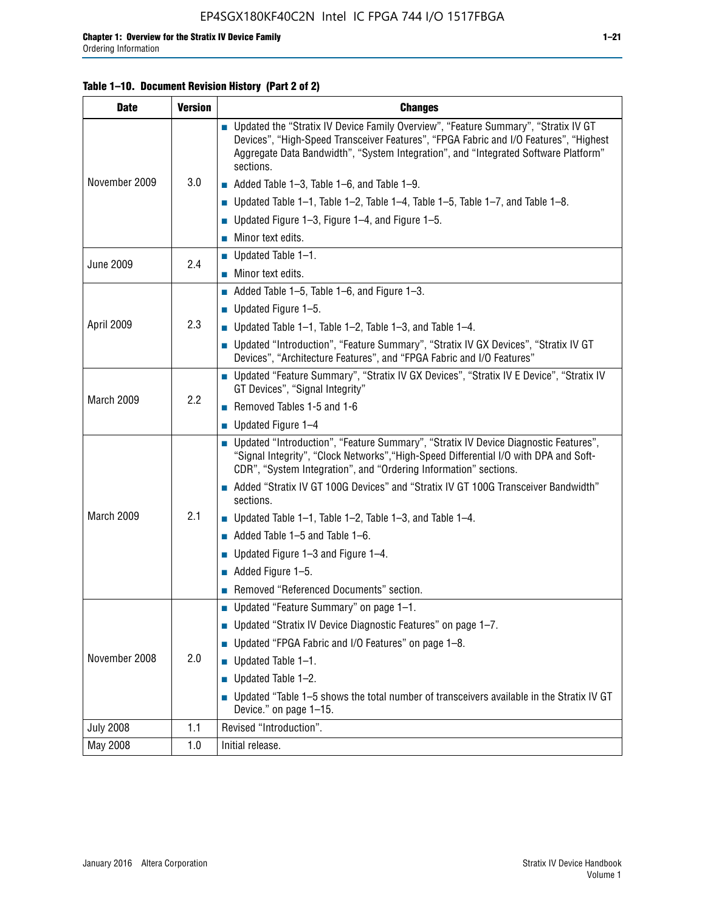**Table 1–10. Document Revision History (Part 2 of 2)**

| Date | Version | Changes |
|---|---|---|
| November 2009 | 3.0 | ■ Updated the "Stratix IV Device Family Overview", "Feature Summary", "Stratix IV GT Devices", "High-Speed Transceiver Features", "FPGA Fabric and I/O Features", "Highest Aggregate Data Bandwidth", "System Integration", and "Integrated Software Platform" sections.<br>■ Added Table 1–3, Table 1–6, and Table 1–9.<br>■ Updated Table 1–1, Table 1–2, Table 1–4, Table 1–5, Table 1–7, and Table 1–8.<br>■ Updated Figure 1–3, Figure 1–4, and Figure 1–5.<br>■ Minor text edits. |
| June 2009 | 2.4 | ■ Updated Table 1–1.<br>■ Minor text edits. |
| April 2009 | 2.3 | ■ Added Table 1–5, Table 1–6, and Figure 1–3.<br>■ Updated Figure 1–5.<br>■ Updated Table 1–1, Table 1–2, Table 1–3, and Table 1–4.<br>■ Updated "Introduction", "Feature Summary", "Stratix IV GX Devices", "Stratix IV GT Devices", "Architecture Features", and "FPGA Fabric and I/O Features" |
| March 2009 | 2.2 | ■ Updated "Feature Summary", "Stratix IV GX Devices", "Stratix IV E Device", "Stratix IV GT Devices", "Signal Integrity"<br>■ Removed Tables 1-5 and 1-6<br>■ Updated Figure 1–4 |
| March 2009 | 2.1 | ■ Updated "Introduction", "Feature Summary", "Stratix IV Device Diagnostic Features", "Signal Integrity", "Clock Networks","High-Speed Differential I/O with DPA and Soft-CDR", "System Integration", and "Ordering Information" sections.<br>■ Added "Stratix IV GT 100G Devices" and "Stratix IV GT 100G Transceiver Bandwidth" sections.<br>■ Updated Table 1–1, Table 1–2, Table 1–3, and Table 1–4.<br>■ Added Table 1–5 and Table 1–6.<br>■ Updated Figure 1–3 and Figure 1–4.<br>■ Added Figure 1–5.<br>■ Removed "Referenced Documents" section. |
| November 2008 | 2.0 | ■ Updated "Feature Summary" on page 1–1.<br>■ Updated "Stratix IV Device Diagnostic Features" on page 1–7.<br>■ Updated "FPGA Fabric and I/O Features" on page 1–8.<br>■ Updated Table 1–1.<br>■ Updated Table 1–2.<br>■ Updated "Table 1–5 shows the total number of transceivers available in the Stratix IV GT Device." on page 1–15. |
| July 2008 | 1.1 | Revised "Introduction". |
| May 2008 | 1.0 | Initial release. |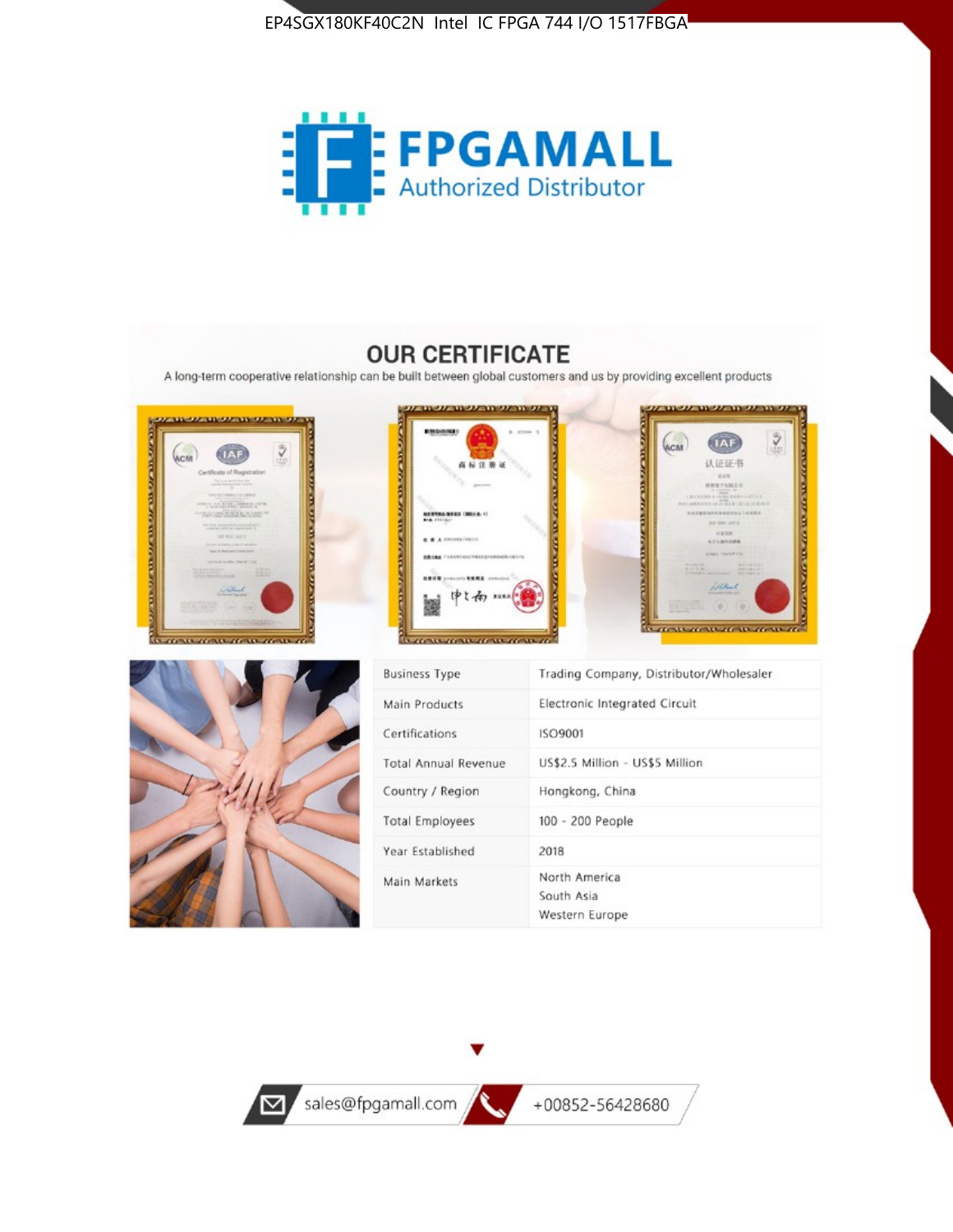FPGAMALL

Authorized Distributor

## OUR CERTIFICATE

A long-term cooperative relationship can be built between global customers and us by providing excellent products

| | |
|---|---|
| Business Type | Trading Company, Distributor/Wholesaler |
| Main Products | Electronic Integrated Circuit |
| Certifications | ISO9001 |
| Total Annual Revenue | US$2.5 Million - US$5 Million |
| Country / Region | Hongkong, China |
| Total Employees | 100 - 200 People |
| Year Established | 2018 |
| Main Markets | North America<br>South Asia<br>Western Europe |

sales@fpgamall.com

+00852-56428680